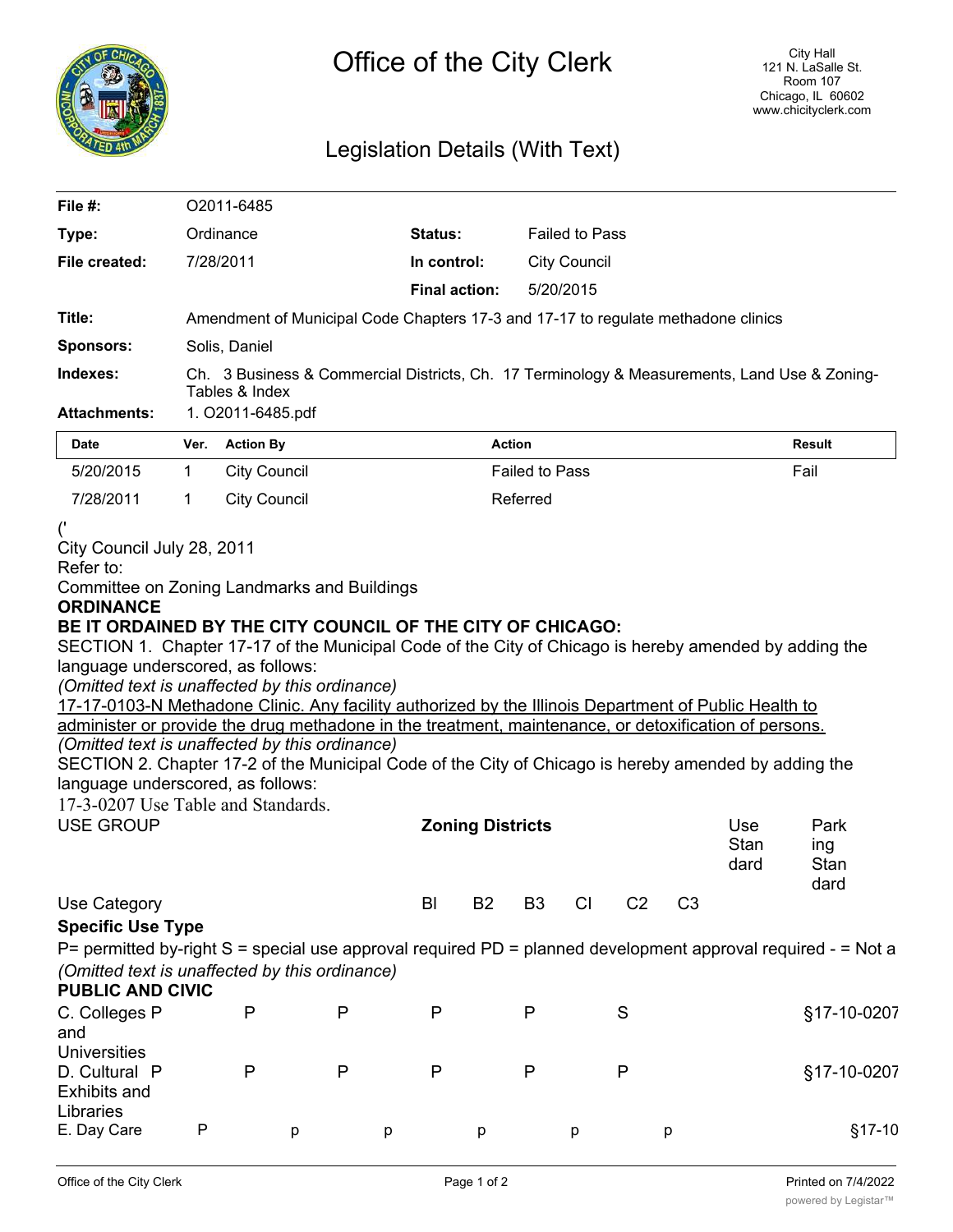# Office of the City Clerk

City Hall
121 N. LaSalle St.
Room 107
Chicago, IL 60602
www.chicityclerk.com

## Legislation Details (With Text)

| | | | |
|---|---|---|---|
| **File #:** | O2011-6485 | | |
| **Type:** | Ordinance | **Status:** | Failed to Pass |
| **File created:** | 7/28/2011 | **In control:** | City Council |
| | | **Final action:** | 5/20/2015 |
| **Title:** | Amendment of Municipal Code Chapters 17-3 and 17-17 to regulate methadone clinics | | |
| **Sponsors:** | Solis, Daniel | | |
| **Indexes:** | Ch. 3 Business & Commercial Districts, Ch. 17 Terminology & Measurements, Land Use & Zoning-Tables & Index | | |
| **Attachments:** | 1. O2011-6485.pdf | | |

| Date | Ver. | Action By | Action | Result |
|---|---|---|---|---|
| 5/20/2015 | 1 | City Council | Failed to Pass | Fail |
| 7/28/2011 | 1 | City Council | Referred | |

('

City Council July 28, 2011

Refer to:

Committee on Zoning Landmarks and Buildings

**ORDINANCE**

**BE IT ORDAINED BY THE CITY COUNCIL OF THE CITY OF CHICAGO:**

SECTION 1. Chapter 17-17 of the Municipal Code of the City of Chicago is hereby amended by adding the language underscored, as follows:

*(Omitted text is unaffected by this ordinance)*

<u>17-17-0103-N Methadone Clinic. Any facility authorized by the Illinois Department of Public Health to administer or provide the drug methadone in the treatment, maintenance, or detoxification of persons.</u>

*(Omitted text is unaffected by this ordinance)*

SECTION 2. Chapter 17-2 of the Municipal Code of the City of Chicago is hereby amended by adding the language underscored, as follows:

17-3-0207 Use Table and Standards.

| USE GROUP | Zoning Districts | | | | | | Use Standard | Parking Standard |
|---|---|---|---|---|---|---|---|---|
| Use Category | BI | B2 | B3 | CI | C2 | C3 | | |
| **Specific Use Type** | | | | | | | | |
| P= permitted by-right S = special use approval required PD = planned development approval required - = Not a | | | | | | | | |
| *(Omitted text is unaffected by this ordinance)* | | | | | | | | |
| **PUBLIC AND CIVIC** | | | | | | | | |
| C. Colleges and Universities | P | P | P | P | P | S | | §17-10-0207 |
| D. Cultural Exhibits and Libraries | P | P | P | P | P | P | | §17-10-0207 |
| E. Day Care | P | p | p | p | p | p | | §17-10 |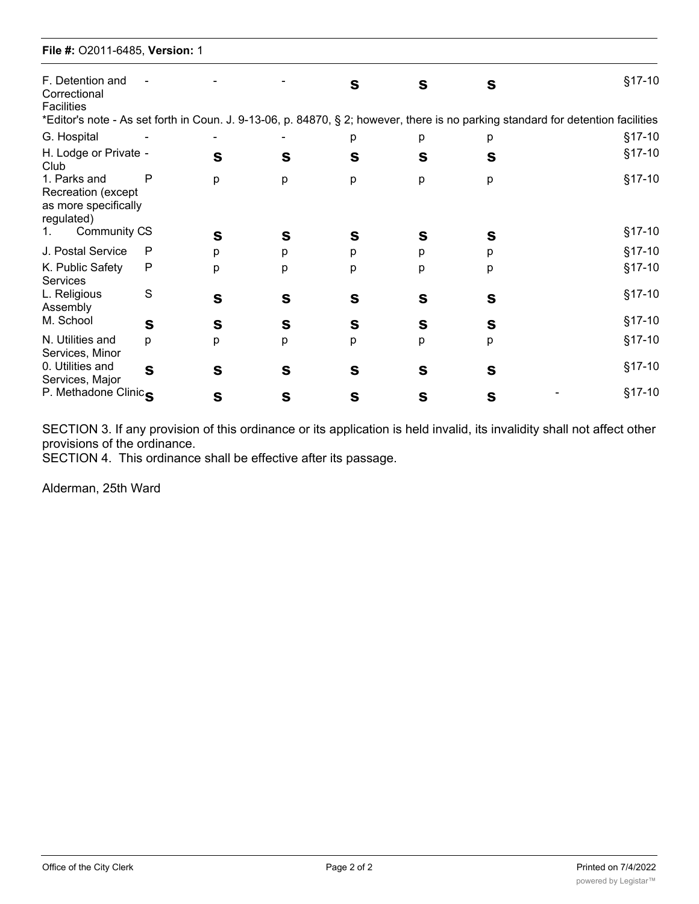| | | | | | | | | |
|---|---|---|---|---|---|---|---|---|
| F. Detention and Correctional Facilities | - | - | - | S | S | S | | §17-10 |
| *Editor's note - As set forth in Coun. J. 9-13-06, p. 84870, § 2; however, there is no parking standard for detention facilities | | | | | | | | |
| G. Hospital | - | - | - | p | p | p | | §17-10 |
| H. Lodge or Private Club | - | S | S | S | S | S | | §17-10 |
| 1. Parks and Recreation (except as more specifically regulated) | P | p | p | p | p | p | | §17-10 |
| 1. Community C | S | S | S | S | S | S | | §17-10 |
| J. Postal Service | P | p | p | p | p | p | | §17-10 |
| K. Public Safety Services | P | p | p | p | p | p | | §17-10 |
| L. Religious Assembly | S | S | S | S | S | S | | §17-10 |
| M. School | S | S | S | S | S | S | | §17-10 |
| N. Utilities and Services, Minor | p | p | p | p | p | p | | §17-10 |
| 0. Utilities and Services, Major | S | S | S | S | S | S | | §17-10 |
| P. Methadone Clinic | S | S | S | S | S | S | - | §17-10 |

SECTION 3. If any provision of this ordinance or its application is held invalid, its invalidity shall not affect other provisions of the ordinance.

SECTION 4. This ordinance shall be effective after its passage.

Alderman, 25th Ward